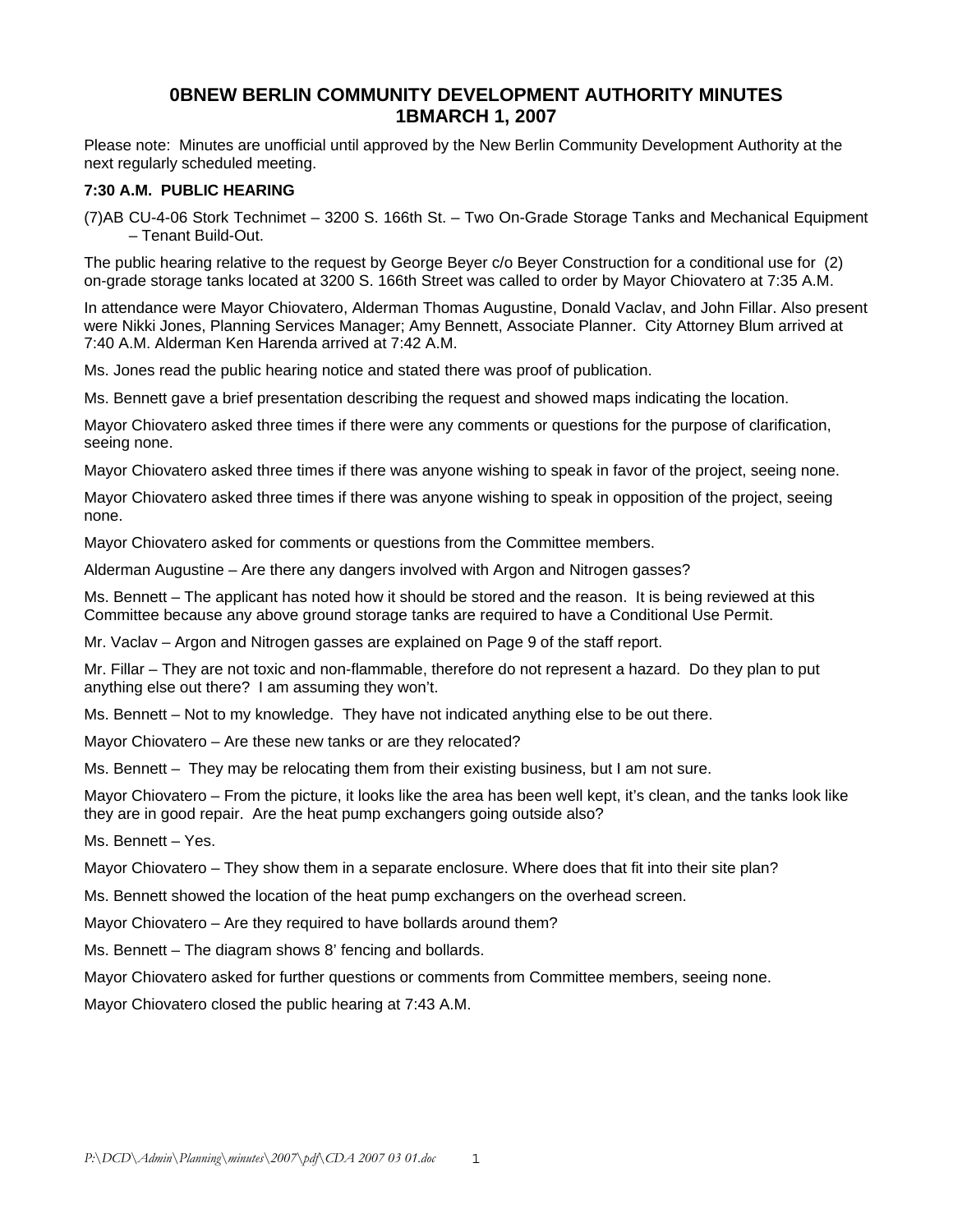# 0BNEW BERLIN COMMUNITY DEVELOPMENT AUTHORITY MINUTES
# 1BMARCH 1, 2007

Please note: Minutes are unofficial until approved by the New Berlin Community Development Authority at the next regularly scheduled meeting.

**7:30 A.M. PUBLIC HEARING**

(7)AB CU-4-06 Stork Technimet – 3200 S. 166th St. – Two On-Grade Storage Tanks and Mechanical Equipment – Tenant Build-Out.

The public hearing relative to the request by George Beyer c/o Beyer Construction for a conditional use for (2) on-grade storage tanks located at 3200 S. 166th Street was called to order by Mayor Chiovatero at 7:35 A.M.

In attendance were Mayor Chiovatero, Alderman Thomas Augustine, Donald Vaclav, and John Fillar. Also present were Nikki Jones, Planning Services Manager; Amy Bennett, Associate Planner. City Attorney Blum arrived at 7:40 A.M. Alderman Ken Harenda arrived at 7:42 A.M.

Ms. Jones read the public hearing notice and stated there was proof of publication.

Ms. Bennett gave a brief presentation describing the request and showed maps indicating the location.

Mayor Chiovatero asked three times if there were any comments or questions for the purpose of clarification, seeing none.

Mayor Chiovatero asked three times if there was anyone wishing to speak in favor of the project, seeing none.

Mayor Chiovatero asked three times if there was anyone wishing to speak in opposition of the project, seeing none.

Mayor Chiovatero asked for comments or questions from the Committee members.

Alderman Augustine – Are there any dangers involved with Argon and Nitrogen gasses?

Ms. Bennett – The applicant has noted how it should be stored and the reason. It is being reviewed at this Committee because any above ground storage tanks are required to have a Conditional Use Permit.

Mr. Vaclav – Argon and Nitrogen gasses are explained on Page 9 of the staff report.

Mr. Fillar – They are not toxic and non-flammable, therefore do not represent a hazard. Do they plan to put anything else out there? I am assuming they won't.

Ms. Bennett – Not to my knowledge. They have not indicated anything else to be out there.

Mayor Chiovatero – Are these new tanks or are they relocated?

Ms. Bennett – They may be relocating them from their existing business, but I am not sure.

Mayor Chiovatero – From the picture, it looks like the area has been well kept, it's clean, and the tanks look like they are in good repair. Are the heat pump exchangers going outside also?

Ms. Bennett – Yes.

Mayor Chiovatero – They show them in a separate enclosure. Where does that fit into their site plan?

Ms. Bennett showed the location of the heat pump exchangers on the overhead screen.

Mayor Chiovatero – Are they required to have bollards around them?

Ms. Bennett – The diagram shows 8' fencing and bollards.

Mayor Chiovatero asked for further questions or comments from Committee members, seeing none.

Mayor Chiovatero closed the public hearing at 7:43 A.M.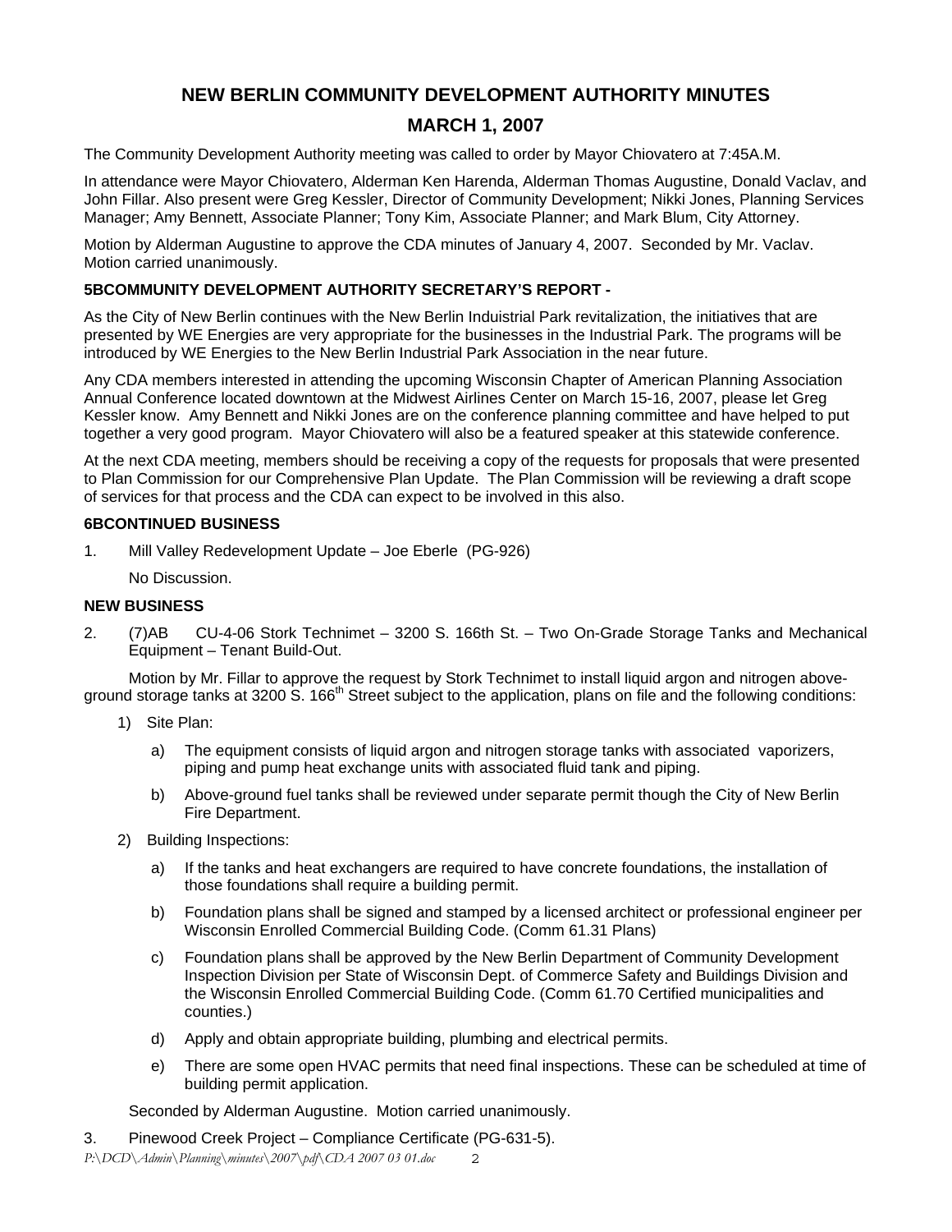# NEW BERLIN COMMUNITY DEVELOPMENT AUTHORITY MINUTES

## MARCH 1, 2007

The Community Development Authority meeting was called to order by Mayor Chiovatero at 7:45A.M.

In attendance were Mayor Chiovatero, Alderman Ken Harenda, Alderman Thomas Augustine, Donald Vaclav, and John Fillar. Also present were Greg Kessler, Director of Community Development; Nikki Jones, Planning Services Manager; Amy Bennett, Associate Planner; Tony Kim, Associate Planner; and Mark Blum, City Attorney.

Motion by Alderman Augustine to approve the CDA minutes of January 4, 2007. Seconded by Mr. Vaclav. Motion carried unanimously.

### 5BCOMMUNITY DEVELOPMENT AUTHORITY SECRETARY'S REPORT -

As the City of New Berlin continues with the New Berlin Industrial Park revitalization, the initiatives that are presented by WE Energies are very appropriate for the businesses in the Industrial Park. The programs will be introduced by WE Energies to the New Berlin Industrial Park Association in the near future.

Any CDA members interested in attending the upcoming Wisconsin Chapter of American Planning Association Annual Conference located downtown at the Midwest Airlines Center on March 15-16, 2007, please let Greg Kessler know. Amy Bennett and Nikki Jones are on the conference planning committee and have helped to put together a very good program. Mayor Chiovatero will also be a featured speaker at this statewide conference.

At the next CDA meeting, members should be receiving a copy of the requests for proposals that were presented to Plan Commission for our Comprehensive Plan Update. The Plan Commission will be reviewing a draft scope of services for that process and the CDA can expect to be involved in this also.

### 6BCONTINUED BUSINESS

1. Mill Valley Redevelopment Update – Joe Eberle (PG-926)

   No Discussion.

### NEW BUSINESS

2. (7)AB CU-4-06 Stork Technimet – 3200 S. 166th St. – Two On-Grade Storage Tanks and Mechanical Equipment – Tenant Build-Out.

   Motion by Mr. Fillar to approve the request by Stork Technimet to install liquid argon and nitrogen above-ground storage tanks at 3200 S. 166th Street subject to the application, plans on file and the following conditions:

   1) Site Plan:

      a) The equipment consists of liquid argon and nitrogen storage tanks with associated vaporizers, piping and pump heat exchange units with associated fluid tank and piping.

      b) Above-ground fuel tanks shall be reviewed under separate permit though the City of New Berlin Fire Department.

   2) Building Inspections:

      a) If the tanks and heat exchangers are required to have concrete foundations, the installation of those foundations shall require a building permit.

      b) Foundation plans shall be signed and stamped by a licensed architect or professional engineer per Wisconsin Enrolled Commercial Building Code. (Comm 61.31 Plans)

      c) Foundation plans shall be approved by the New Berlin Department of Community Development Inspection Division per State of Wisconsin Dept. of Commerce Safety and Buildings Division and the Wisconsin Enrolled Commercial Building Code. (Comm 61.70 Certified municipalities and counties.)

      d) Apply and obtain appropriate building, plumbing and electrical permits.

      e) There are some open HVAC permits that need final inspections. These can be scheduled at time of building permit application.

   Seconded by Alderman Augustine. Motion carried unanimously.

3. Pinewood Creek Project – Compliance Certificate (PG-631-5).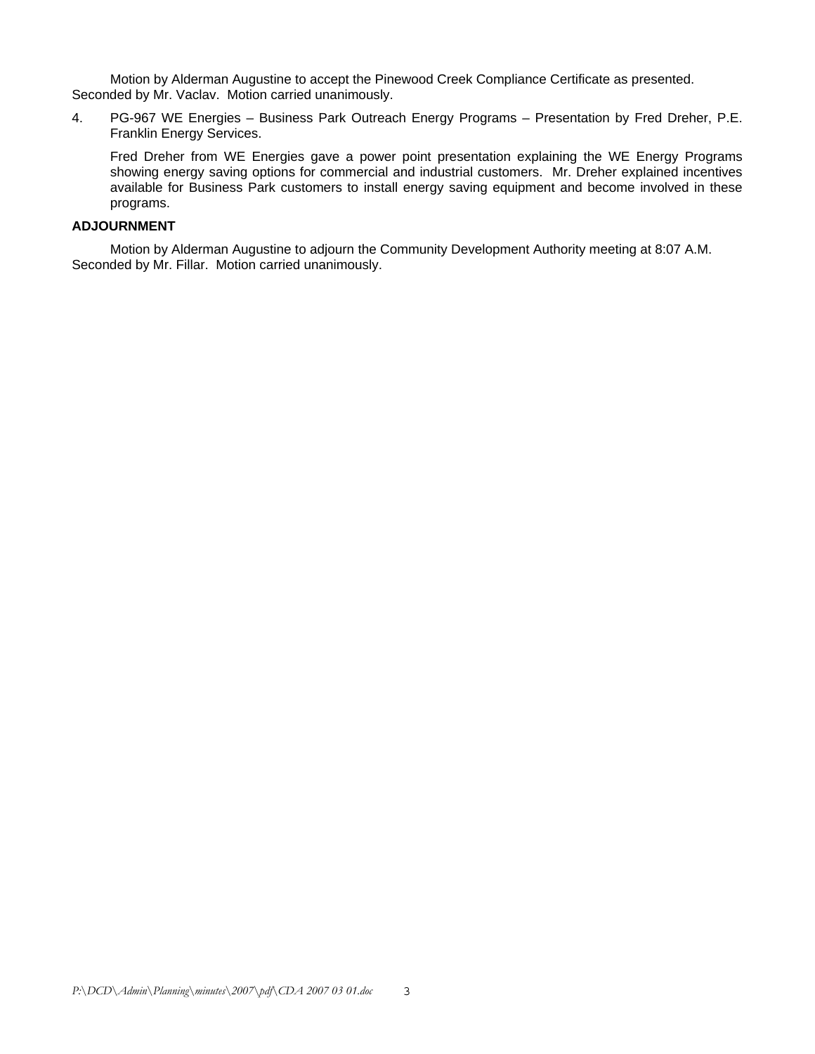Motion by Alderman Augustine to accept the Pinewood Creek Compliance Certificate as presented. Seconded by Mr. Vaclav. Motion carried unanimously.

4. PG-967 WE Energies – Business Park Outreach Energy Programs – Presentation by Fred Dreher, P.E. Franklin Energy Services.

   Fred Dreher from WE Energies gave a power point presentation explaining the WE Energy Programs showing energy saving options for commercial and industrial customers. Mr. Dreher explained incentives available for Business Park customers to install energy saving equipment and become involved in these programs.

**ADJOURNMENT**

Motion by Alderman Augustine to adjourn the Community Development Authority meeting at 8:07 A.M. Seconded by Mr. Fillar. Motion carried unanimously.

*P:\DCD\Admin\Planning\minutes\2007\pdf\CDA 2007 03 01.doc*